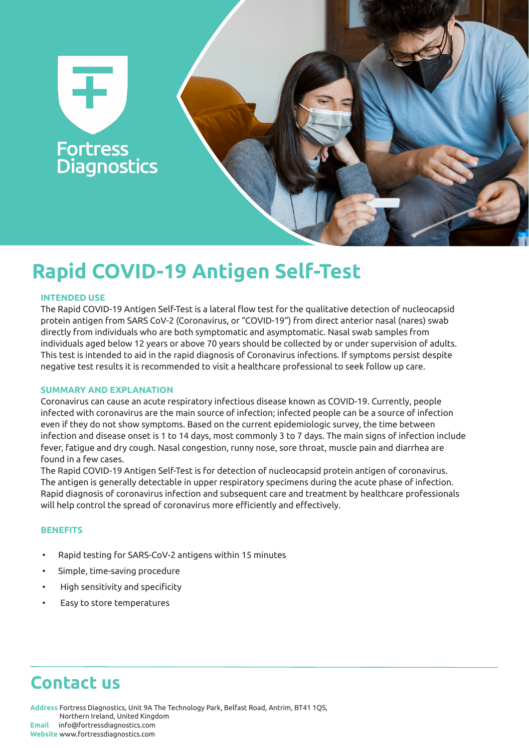Fortress Diagnostics

# Rapid COVID-19 Antigen Self-Test

### INTENDED USE

The Rapid COVID-19 Antigen Self-Test is a lateral flow test for the qualitative detection of nucleocapsid protein antigen from SARS CoV-2 (Coronavirus, or "COVID-19") from direct anterior nasal (nares) swab directly from individuals who are both symptomatic and asymptomatic. Nasal swab samples from individuals aged below 12 years or above 70 years should be collected by or under supervision of adults. This test is intended to aid in the rapid diagnosis of Coronavirus infections. If symptoms persist despite negative test results it is recommended to visit a healthcare professional to seek follow up care.

### SUMMARY AND EXPLANATION

Coronavirus can cause an acute respiratory infectious disease known as COVID-19. Currently, people infected with coronavirus are the main source of infection; infected people can be a source of infection even if they do not show symptoms. Based on the current epidemiologic survey, the time between infection and disease onset is 1 to 14 days, most commonly 3 to 7 days. The main signs of infection include fever, fatigue and dry cough. Nasal congestion, runny nose, sore throat, muscle pain and diarrhea are found in a few cases.

The Rapid COVID-19 Antigen Self-Test is for detection of nucleocapsid protein antigen of coronavirus. The antigen is generally detectable in upper respiratory specimens during the acute phase of infection. Rapid diagnosis of coronavirus infection and subsequent care and treatment by healthcare professionals will help control the spread of coronavirus more efficiently and effectively.

### BENEFITS

- Rapid testing for SARS-CoV-2 antigens within 15 minutes
- Simple, time-saving procedure
- High sensitivity and specificity
- Easy to store temperatures

## Contact us

**Address** Fortress Diagnostics, Unit 9A The Technology Park, Belfast Road, Antrim, BT41 1QS, Northern Ireland, United Kingdom
**Email** info@fortressdiagnostics.com
**Website** www.fortressdiagnostics.com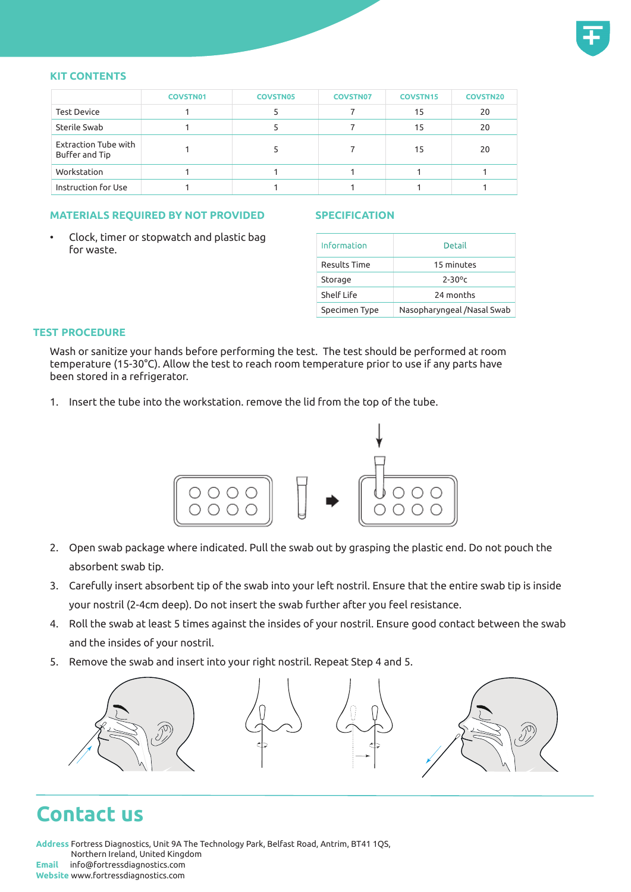## KIT CONTENTS

| | COVSTN01 | COVSTN05 | COVSTN07 | COVSTN15 | COVSTN20 |
|---|---|---|---|---|---|
| Test Device | 1 | 5 | 7 | 15 | 20 |
| Sterile Swab | 1 | 5 | 7 | 15 | 20 |
| Extraction Tube with Buffer and Tip | 1 | 5 | 7 | 15 | 20 |
| Workstation | 1 | 1 | 1 | 1 | 1 |
| Instruction for Use | 1 | 1 | 1 | 1 | 1 |

## MATERIALS REQUIRED BY NOT PROVIDED

- Clock, timer or stopwatch and plastic bag for waste.

## SPECIFICATION

| Information | Detail |
|---|---|
| Results Time | 15 minutes |
| Storage | 2-30ºc |
| Shelf Life | 24 months |
| Specimen Type | Nasopharyngeal /Nasal Swab |

## TEST PROCEDURE

Wash or sanitize your hands before performing the test. The test should be performed at room temperature (15-30°C). Allow the test to reach room temperature prior to use if any parts have been stored in a refrigerator.

1. Insert the tube into the workstation. remove the lid from the top of the tube.
2. Open swab package where indicated. Pull the swab out by grasping the plastic end. Do not pouch the absorbent swab tip.
3. Carefully insert absorbent tip of the swab into your left nostril. Ensure that the entire swab tip is inside your nostril (2-4cm deep). Do not insert the swab further after you feel resistance.
4. Roll the swab at least 5 times against the insides of your nostril. Ensure good contact between the swab and the insides of your nostril.
5. Remove the swab and insert into your right nostril. Repeat Step 4 and 5.

# Contact us

**Address** Fortress Diagnostics, Unit 9A The Technology Park, Belfast Road, Antrim, BT41 1QS, Northern Ireland, United Kingdom
**Email** info@fortressdiagnostics.com
**Website** www.fortressdiagnostics.com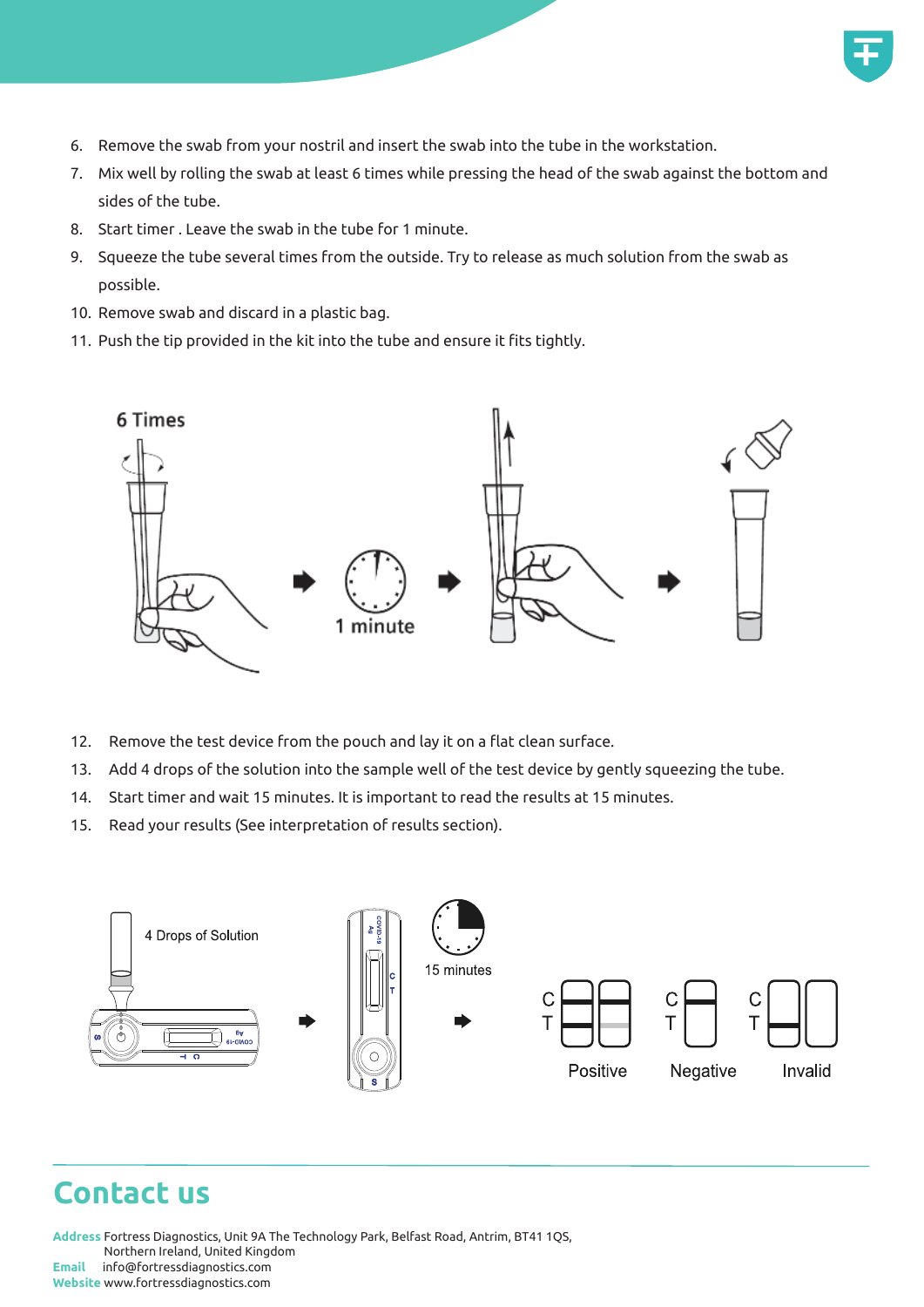6. Remove the swab from your nostril and insert the swab into the tube in the workstation.
7. Mix well by rolling the swab at least 6 times while pressing the head of the swab against the bottom and sides of the tube.
8. Start timer . Leave the swab in the tube for 1 minute.
9. Squeeze the tube several times from the outside. Try to release as much solution from the swab as possible.
10. Remove swab and discard in a plastic bag.
11. Push the tip provided in the kit into the tube and ensure it fits tightly.

6 Times

1 minute

12. Remove the test device from the pouch and lay it on a flat clean surface.
13. Add 4 drops of the solution into the sample well of the test device by gently squeezing the tube.
14. Start timer and wait 15 minutes. It is important to read the results at 15 minutes.
15. Read your results (See interpretation of results section).

4 Drops of Solution

15 minutes

Positive Negative Invalid

## Contact us

**Address** Fortress Diagnostics, Unit 9A The Technology Park, Belfast Road, Antrim, BT41 1QS, Northern Ireland, United Kingdom
**Email** info@fortressdiagnostics.com
**Website** www.fortressdiagnostics.com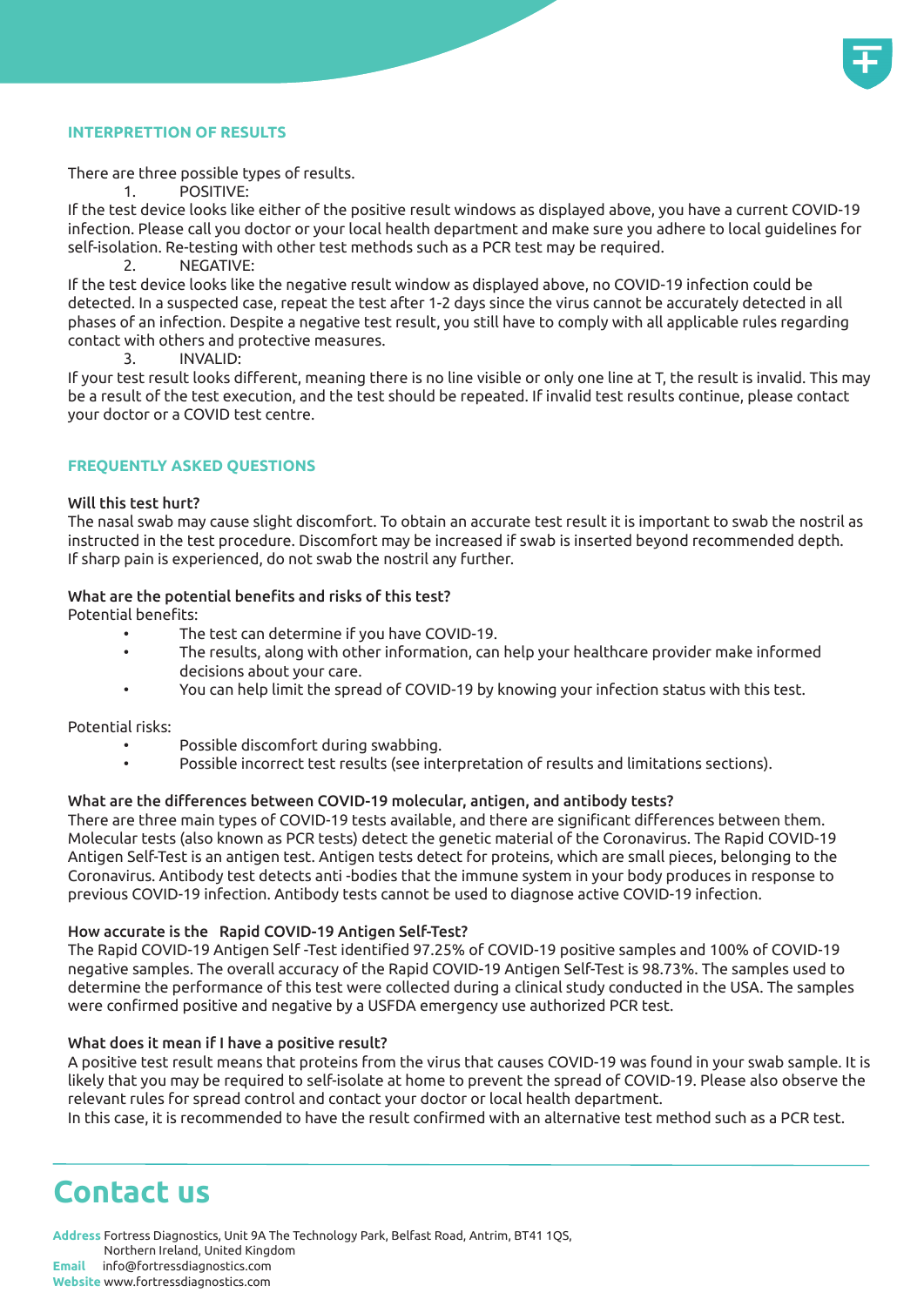## INTERPRETTION OF RESULTS

There are three possible types of results.

1. POSITIVE:

If the test device looks like either of the positive result windows as displayed above, you have a current COVID-19 infection. Please call you doctor or your local health department and make sure you adhere to local guidelines for self-isolation. Re-testing with other test methods such as a PCR test may be required.

2. NEGATIVE:

If the test device looks like the negative result window as displayed above, no COVID-19 infection could be detected. In a suspected case, repeat the test after 1-2 days since the virus cannot be accurately detected in all phases of an infection. Despite a negative test result, you still have to comply with all applicable rules regarding contact with others and protective measures.

3. INVALID:

If your test result looks different, meaning there is no line visible or only one line at T, the result is invalid. This may be a result of the test execution, and the test should be repeated. If invalid test results continue, please contact your doctor or a COVID test centre.

## FREQUENTLY ASKED QUESTIONS

**Will this test hurt?**

The nasal swab may cause slight discomfort. To obtain an accurate test result it is important to swab the nostril as instructed in the test procedure. Discomfort may be increased if swab is inserted beyond recommended depth. If sharp pain is experienced, do not swab the nostril any further.

**What are the potential benefits and risks of this test?**

Potential benefits:

- The test can determine if you have COVID-19.
- The results, along with other information, can help your healthcare provider make informed decisions about your care.
- You can help limit the spread of COVID-19 by knowing your infection status with this test.

Potential risks:

- Possible discomfort during swabbing.
- Possible incorrect test results (see interpretation of results and limitations sections).

**What are the differences between COVID-19 molecular, antigen, and antibody tests?**

There are three main types of COVID-19 tests available, and there are significant differences between them. Molecular tests (also known as PCR tests) detect the genetic material of the Coronavirus. The Rapid COVID-19 Antigen Self-Test is an antigen test. Antigen tests detect for proteins, which are small pieces, belonging to the Coronavirus. Antibody test detects anti -bodies that the immune system in your body produces in response to previous COVID-19 infection. Antibody tests cannot be used to diagnose active COVID-19 infection.

**How accurate is the Rapid COVID-19 Antigen Self-Test?**

The Rapid COVID-19 Antigen Self -Test identified 97.25% of COVID-19 positive samples and 100% of COVID-19 negative samples. The overall accuracy of the Rapid COVID-19 Antigen Self-Test is 98.73%. The samples used to determine the performance of this test were collected during a clinical study conducted in the USA. The samples were confirmed positive and negative by a USFDA emergency use authorized PCR test.

**What does it mean if I have a positive result?**

A positive test result means that proteins from the virus that causes COVID-19 was found in your swab sample. It is likely that you may be required to self-isolate at home to prevent the spread of COVID-19. Please also observe the relevant rules for spread control and contact your doctor or local health department.

In this case, it is recommended to have the result confirmed with an alternative test method such as a PCR test.

# Contact us

**Address** Fortress Diagnostics, Unit 9A The Technology Park, Belfast Road, Antrim, BT41 1QS, Northern Ireland, United Kingdom

**Email** info@fortressdiagnostics.com

**Website** www.fortressdiagnostics.com